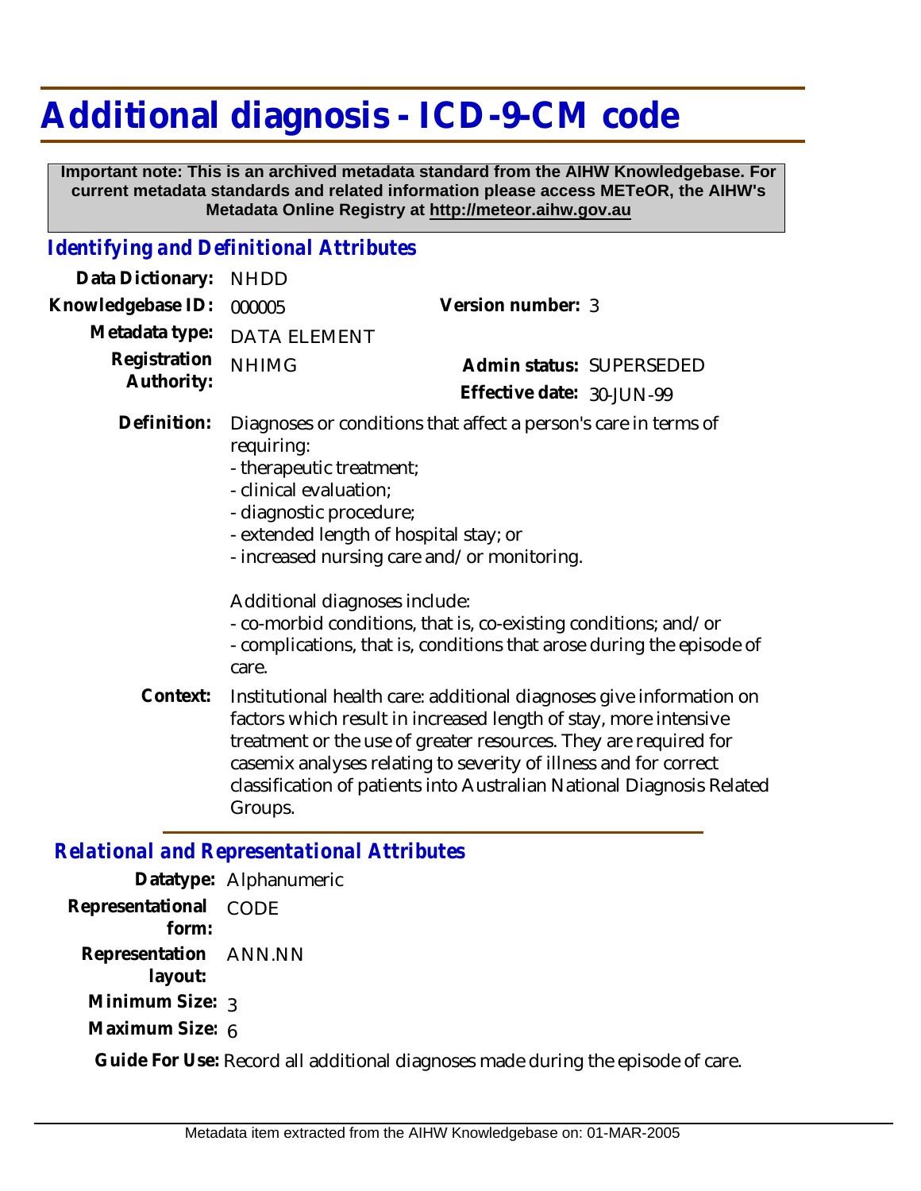# Additional diagnosis - ICD-9-CM code

**Important note: This is an archived metadata standard from the AIHW Knowledgebase. For current metadata standards and related information please access METeOR, the AIHW's Metadata Online Registry at http://meteor.aihw.gov.au**

## *Identifying and Definitional Attributes*

| | | | |
|---|---|---|---|
| **Data Dictionary:** | NHDD | | |
| **Knowledgebase ID:** | 000005 | **Version number:** | 3 |
| **Metadata type:** | DATA ELEMENT | | |
| **Registration Authority:** | NHIMG | **Admin status:** | SUPERSEDED |
| | | **Effective date:** | 30-JUN-99 |

**Definition:** Diagnoses or conditions that affect a person's care in terms of requiring:
- therapeutic treatment;
- clinical evaluation;
- diagnostic procedure;
- extended length of hospital stay; or
- increased nursing care and/or monitoring.

Additional diagnoses include:
- co-morbid conditions, that is, co-existing conditions; and/or
- complications, that is, conditions that arose during the episode of care.

**Context:** Institutional health care: additional diagnoses give information on factors which result in increased length of stay, more intensive treatment or the use of greater resources. They are required for casemix analyses relating to severity of illness and for correct classification of patients into Australian National Diagnosis Related Groups.

## *Relational and Representational Attributes*

**Datatype:** Alphanumeric

**Representational form:** CODE

**Representation layout:** ANN.NN

**Minimum Size:** 3

**Maximum Size:** 6

**Guide For Use:** Record all additional diagnoses made during the episode of care.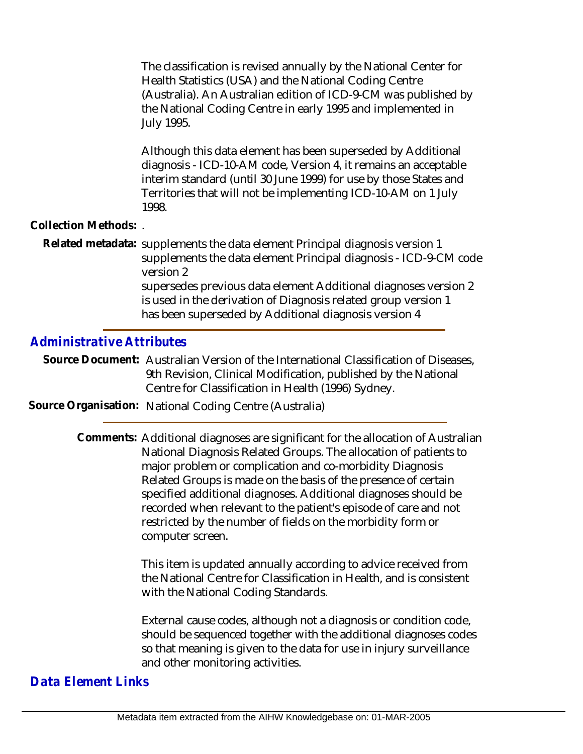The classification is revised annually by the National Center for Health Statistics (USA) and the National Coding Centre (Australia). An Australian edition of ICD-9-CM was published by the National Coding Centre in early 1995 and implemented in July 1995.

Although this data element has been superseded by Additional diagnosis - ICD-10-AM code, Version 4, it remains an acceptable interim standard (until 30 June 1999) for use by those States and Territories that will not be implementing ICD-10-AM on 1 July 1998.

**Collection Methods:** .

**Related metadata:** supplements the data element Principal diagnosis version 1
supplements the data element Principal diagnosis - ICD-9-CM code version 2
supersedes previous data element Additional diagnoses version 2
is used in the derivation of Diagnosis related group version 1
has been superseded by Additional diagnosis version 4

## *Administrative Attributes*

**Source Document:** Australian Version of the International Classification of Diseases, 9th Revision, Clinical Modification, published by the National Centre for Classification in Health (1996) Sydney.

**Source Organisation:** National Coding Centre (Australia)

**Comments:** Additional diagnoses are significant for the allocation of Australian National Diagnosis Related Groups. The allocation of patients to major problem or complication and co-morbidity Diagnosis Related Groups is made on the basis of the presence of certain specified additional diagnoses. Additional diagnoses should be recorded when relevant to the patient's episode of care and not restricted by the number of fields on the morbidity form or computer screen.

This item is updated annually according to advice received from the National Centre for Classification in Health, and is consistent with the National Coding Standards.

External cause codes, although not a diagnosis or condition code, should be sequenced together with the additional diagnoses codes so that meaning is given to the data for use in injury surveillance and other monitoring activities.

## *Data Element Links*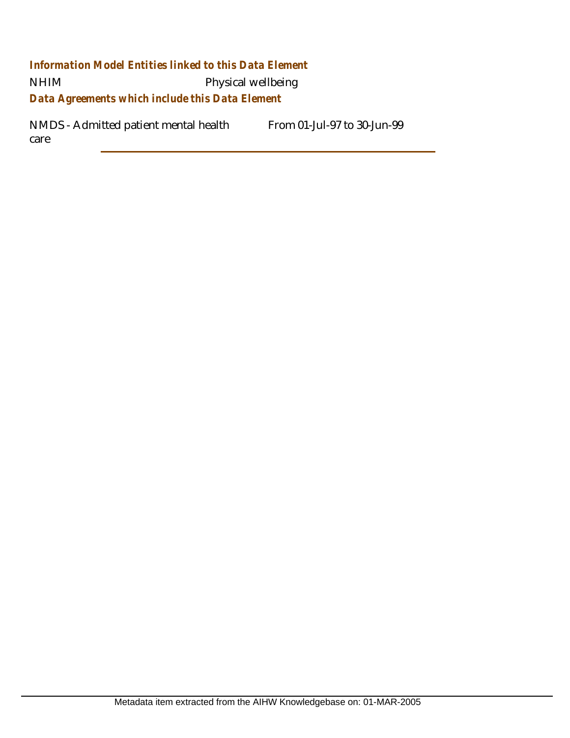### Information Model Entities linked to this Data Element

| | |
|---|---|
| NHIM | Physical wellbeing |

### Data Agreements which include this Data Element

| | |
|---|---|
| NMDS - Admitted patient mental health care | From 01-Jul-97 to 30-Jun-99 |

Metadata item extracted from the AIHW Knowledgebase on: 01-MAR-2005